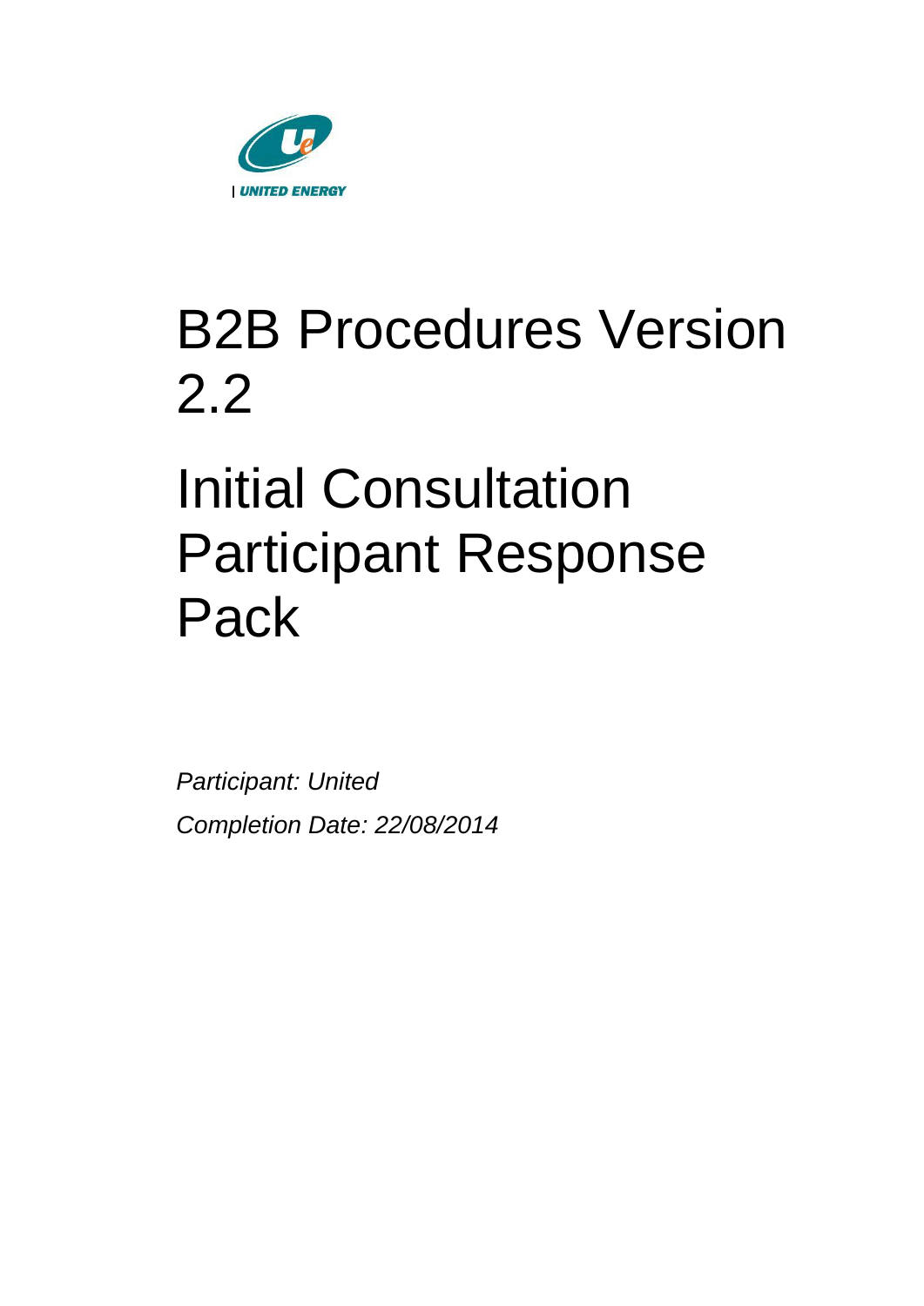| UNITED ENERGY

# B2B Procedures Version 2.2

# Initial Consultation Participant Response Pack

*Participant: United*

*Completion Date: 22/08/2014*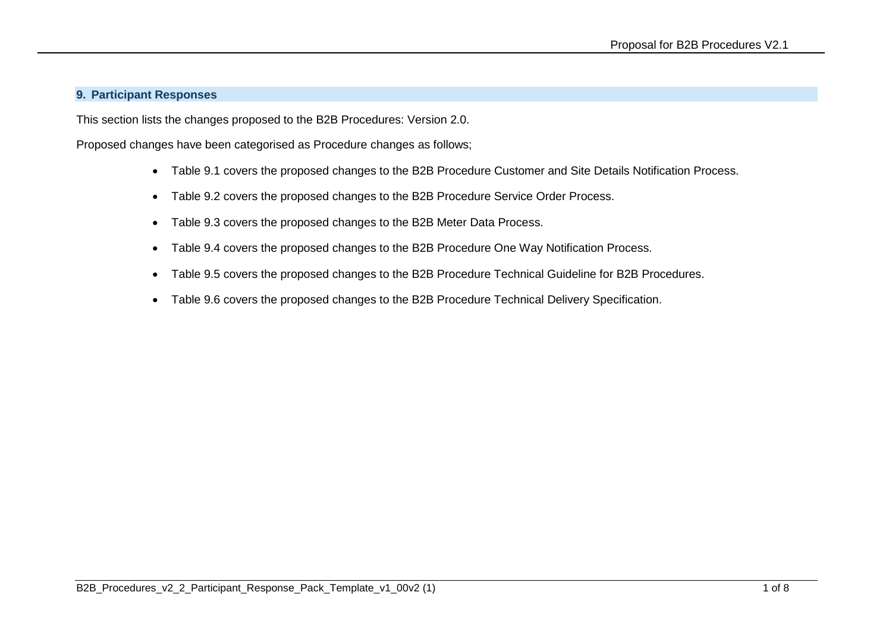## 9. Participant Responses

This section lists the changes proposed to the B2B Procedures: Version 2.0.

Proposed changes have been categorised as Procedure changes as follows;

- Table 9.1 covers the proposed changes to the B2B Procedure Customer and Site Details Notification Process.
- Table 9.2 covers the proposed changes to the B2B Procedure Service Order Process.
- Table 9.3 covers the proposed changes to the B2B Meter Data Process.
- Table 9.4 covers the proposed changes to the B2B Procedure One Way Notification Process.
- Table 9.5 covers the proposed changes to the B2B Procedure Technical Guideline for B2B Procedures.
- Table 9.6 covers the proposed changes to the B2B Procedure Technical Delivery Specification.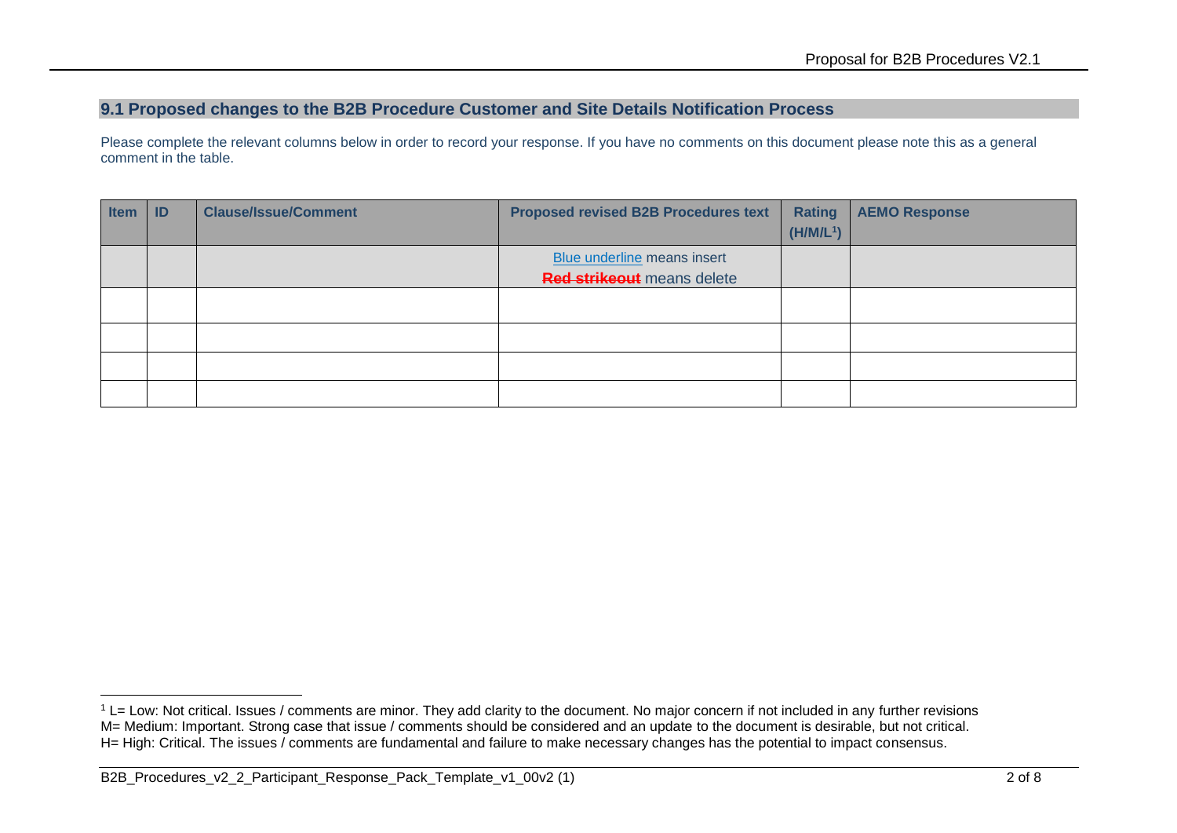## 9.1 Proposed changes to the B2B Procedure Customer and Site Details Notification Process

Please complete the relevant columns below in order to record your response. If you have no comments on this document please note this as a general comment in the table.

| Item | ID | Clause/Issue/Comment | Proposed revised B2B Procedures text | Rating (H/M/L[1]) | AEMO Response |
|---|---|---|---|---|---|
| | | | Blue underline means insert<br>~~Red strikeout~~ means delete | | |
| | | | | | |
| | | | | | |
| | | | | | |
| | | | | | |

[1] L= Low: Not critical. Issues / comments are minor. They add clarity to the document. No major concern if not included in any further revisions
M= Medium: Important. Strong case that issue / comments should be considered and an update to the document is desirable, but not critical.
H= High: Critical. The issues / comments are fundamental and failure to make necessary changes has the potential to impact consensus.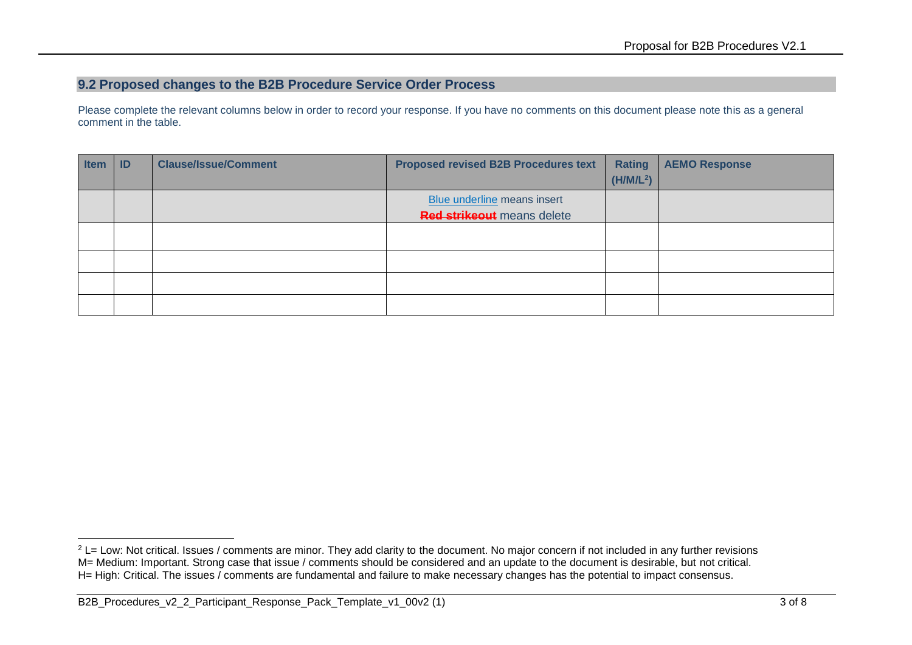## 9.2 Proposed changes to the B2B Procedure Service Order Process

Please complete the relevant columns below in order to record your response. If you have no comments on this document please note this as a general comment in the table.

| Item | ID | Clause/Issue/Comment | Proposed revised B2B Procedures text | Rating (H/M/L[2]) | AEMO Response |
|---|---|---|---|---|---|
| | | | Blue underline means insert<br>~~Red strikeout~~ means delete | | |
| | | | | | |
| | | | | | |
| | | | | | |
| | | | | | |

[2] L= Low: Not critical. Issues / comments are minor. They add clarity to the document. No major concern if not included in any further revisions
M= Medium: Important. Strong case that issue / comments should be considered and an update to the document is desirable, but not critical.
H= High: Critical. The issues / comments are fundamental and failure to make necessary changes has the potential to impact consensus.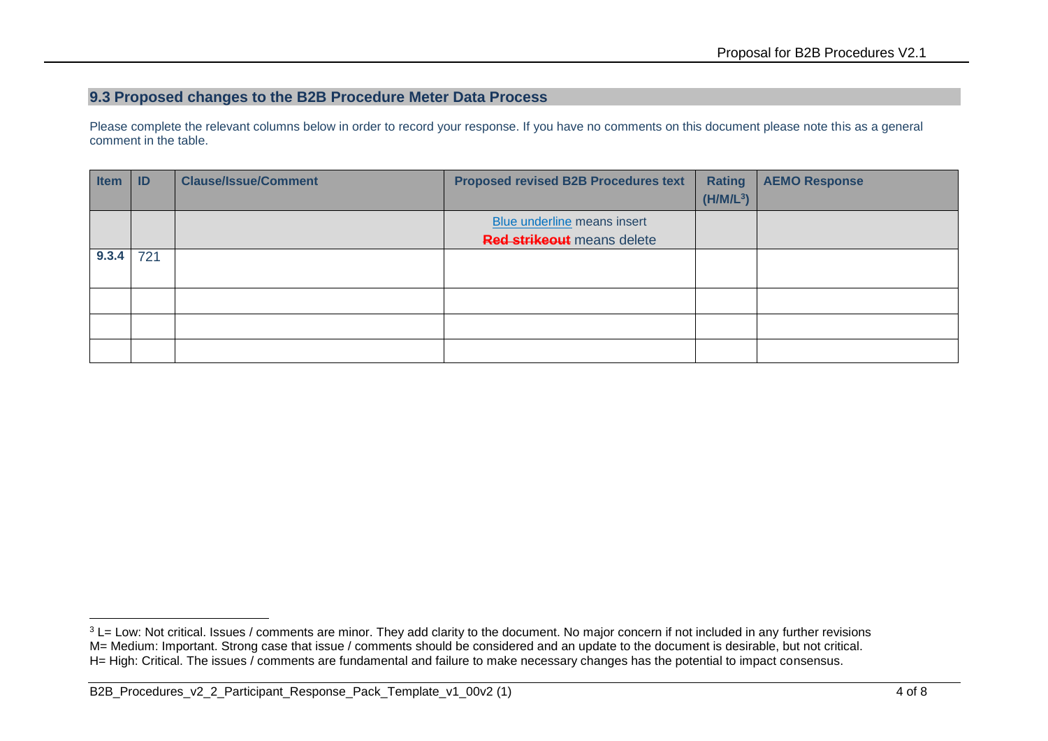## 9.3 Proposed changes to the B2B Procedure Meter Data Process

Please complete the relevant columns below in order to record your response. If you have no comments on this document please note this as a general comment in the table.

| Item | ID | Clause/Issue/Comment | Proposed revised B2B Procedures text | Rating (H/M/L[3]) | AEMO Response |
|---|---|---|---|---|---|
| | | | Blue underline means insert<br>~~Red strikeout~~ means delete | | |
| **9.3.4** | 721 | | | | |
| | | | | | |
| | | | | | |
| | | | | | |

[3] L= Low: Not critical. Issues / comments are minor. They add clarity to the document. No major concern if not included in any further revisions
M= Medium: Important. Strong case that issue / comments should be considered and an update to the document is desirable, but not critical.
H= High: Critical. The issues / comments are fundamental and failure to make necessary changes has the potential to impact consensus.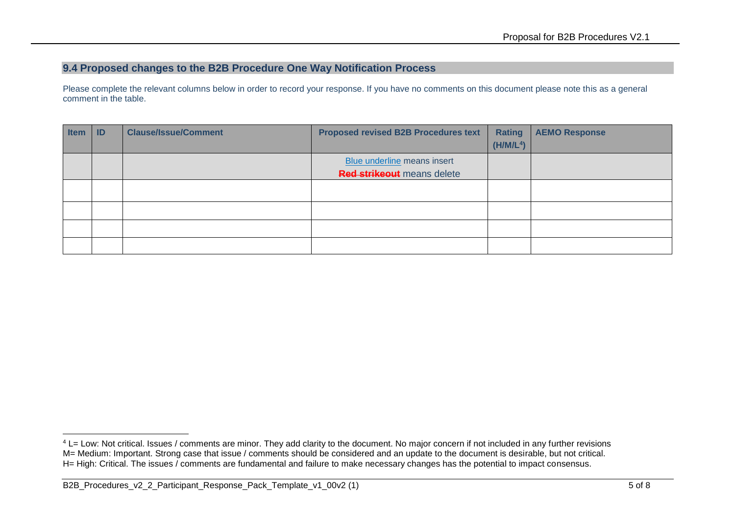## 9.4 Proposed changes to the B2B Procedure One Way Notification Process

Please complete the relevant columns below in order to record your response. If you have no comments on this document please note this as a general comment in the table.

| Item | ID | Clause/Issue/Comment | Proposed revised B2B Procedures text | Rating (H/M/L[4]) | AEMO Response |
|---|---|---|---|---|---|
| | | | Blue underline means insert<br>~~Red strikeout~~ means delete | | |
| | | | | | |
| | | | | | |
| | | | | | |
| | | | | | |

[4] L= Low: Not critical. Issues / comments are minor. They add clarity to the document. No major concern if not included in any further revisions
M= Medium: Important. Strong case that issue / comments should be considered and an update to the document is desirable, but not critical.
H= High: Critical. The issues / comments are fundamental and failure to make necessary changes has the potential to impact consensus.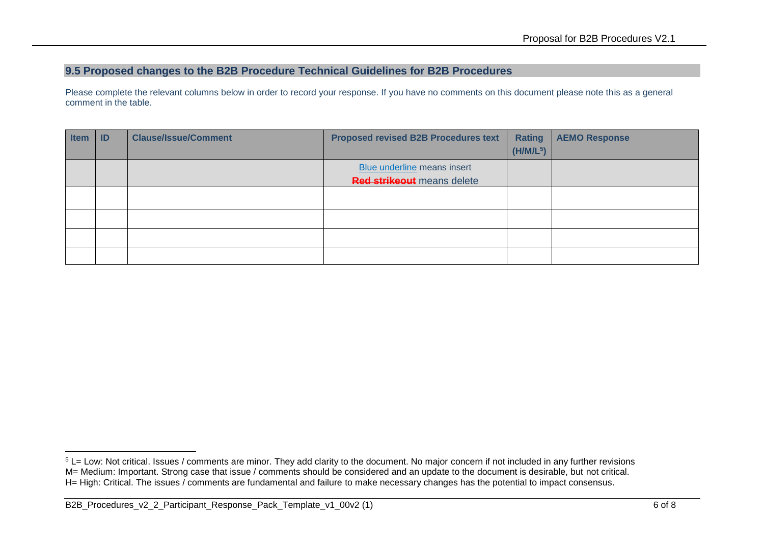## 9.5 Proposed changes to the B2B Procedure Technical Guidelines for B2B Procedures

Please complete the relevant columns below in order to record your response. If you have no comments on this document please note this as a general comment in the table.

| Item | ID | Clause/Issue/Comment | Proposed revised B2B Procedures text | Rating (H/M/L[5]) | AEMO Response |
|---|---|---|---|---|---|
| | | | Blue underline means insert<br>~~Red strikeout~~ means delete | | |
| | | | | | |
| | | | | | |
| | | | | | |
| | | | | | |

[5] L= Low: Not critical. Issues / comments are minor. They add clarity to the document. No major concern if not included in any further revisions
M= Medium: Important. Strong case that issue / comments should be considered and an update to the document is desirable, but not critical.
H= High: Critical. The issues / comments are fundamental and failure to make necessary changes has the potential to impact consensus.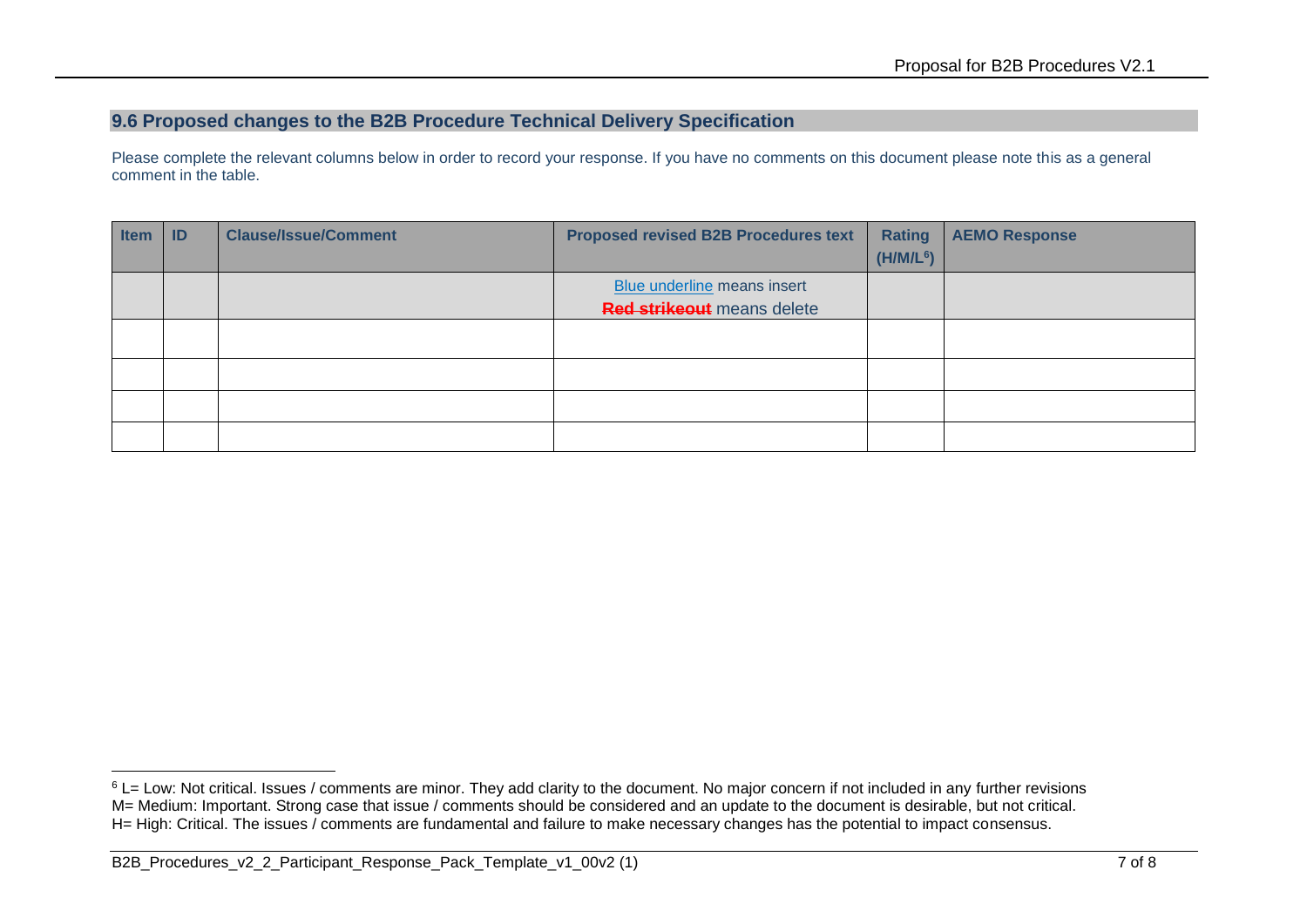## 9.6 Proposed changes to the B2B Procedure Technical Delivery Specification

Please complete the relevant columns below in order to record your response. If you have no comments on this document please note this as a general comment in the table.

| Item | ID | Clause/Issue/Comment | Proposed revised B2B Procedures text | Rating (H/M/L[6]) | AEMO Response |
|---|---|---|---|---|---|
| | | | Blue underline means insert<br>~~Red strikeout~~ means delete | | |
| | | | | | |
| | | | | | |
| | | | | | |
| | | | | | |

[6] L= Low: Not critical. Issues / comments are minor. They add clarity to the document. No major concern if not included in any further revisions
M= Medium: Important. Strong case that issue / comments should be considered and an update to the document is desirable, but not critical.
H= High: Critical. The issues / comments are fundamental and failure to make necessary changes has the potential to impact consensus.